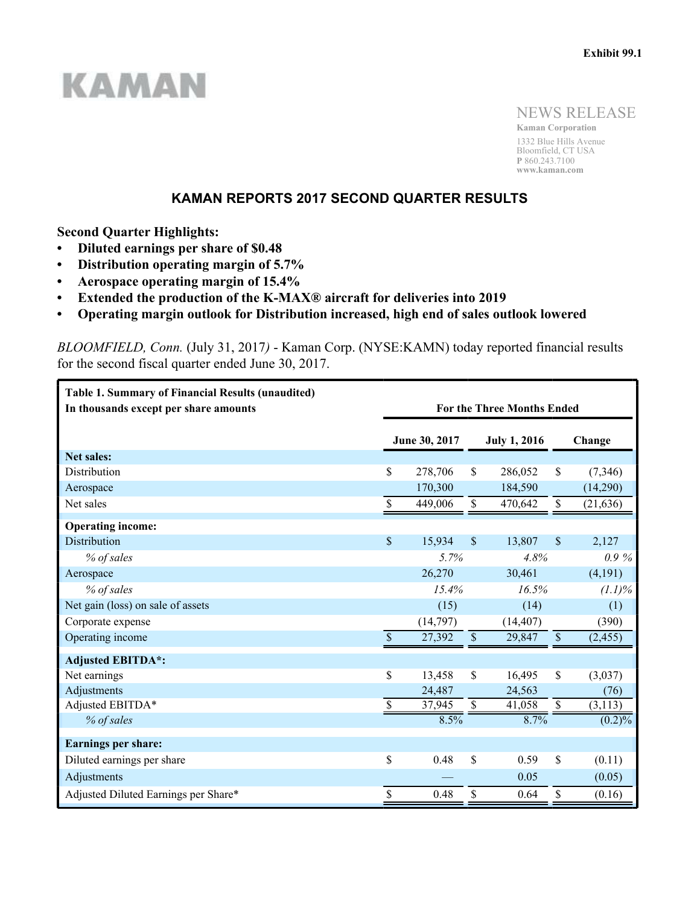Exhibit 99.1

KAMAN

NEWS RELEASE

**Kaman Corporation**
1332 Blue Hills Avenue
Bloomfield, CT USA
**P** 860.243.7100
**www.kaman.com**

# KAMAN REPORTS 2017 SECOND QUARTER RESULTS

**Second Quarter Highlights:**

- **Diluted earnings per share of $0.48**
- **Distribution operating margin of 5.7%**
- **Aerospace operating margin of 15.4%**
- **Extended the production of the K-MAX® aircraft for deliveries into 2019**
- **Operating margin outlook for Distribution increased, high end of sales outlook lowered**

*BLOOMFIELD, Conn.* (July 31, 2017*)* - Kaman Corp. (NYSE:KAMN) today reported financial results for the second fiscal quarter ended June 30, 2017.

| **Table 1. Summary of Financial Results (unaudited)**<br>**In thousands except per share amounts** | **For the Three Months Ended** | | |
|---|---|---|---|
| | **June 30, 2017** | **July 1, 2016** | **Change** |
| **Net sales:** | | | |
| Distribution | $ 278,706 | $ 286,052 | $ (7,346) |
| Aerospace | 170,300 | 184,590 | (14,290) |
| Net sales | $ 449,006 | $ 470,642 | $ (21,636) |
| **Operating income:** | | | |
| Distribution | $ 15,934 | $ 13,807 | $ 2,127 |
| *% of sales* | *5.7%* | *4.8%* | *0.9 %* |
| Aerospace | 26,270 | 30,461 | (4,191) |
| *% of sales* | *15.4%* | *16.5%* | *(1.1)%* |
| Net gain (loss) on sale of assets | (15) | (14) | (1) |
| Corporate expense | (14,797) | (14,407) | (390) |
| Operating income | $ 27,392 | $ 29,847 | $ (2,455) |
| **Adjusted EBITDA*:** | | | |
| Net earnings | $ 13,458 | $ 16,495 | $ (3,037) |
| Adjustments | 24,487 | 24,563 | (76) |
| Adjusted EBITDA* | $ 37,945 | $ 41,058 | $ (3,113) |
| *% of sales* | 8.5% | 8.7% | (0.2)% |
| **Earnings per share:** | | | |
| Diluted earnings per share | $ 0.48 | $ 0.59 | $ (0.11) |
| Adjustments | — | 0.05 | (0.05) |
| Adjusted Diluted Earnings per Share* | $ 0.48 | $ 0.64 | $ (0.16) |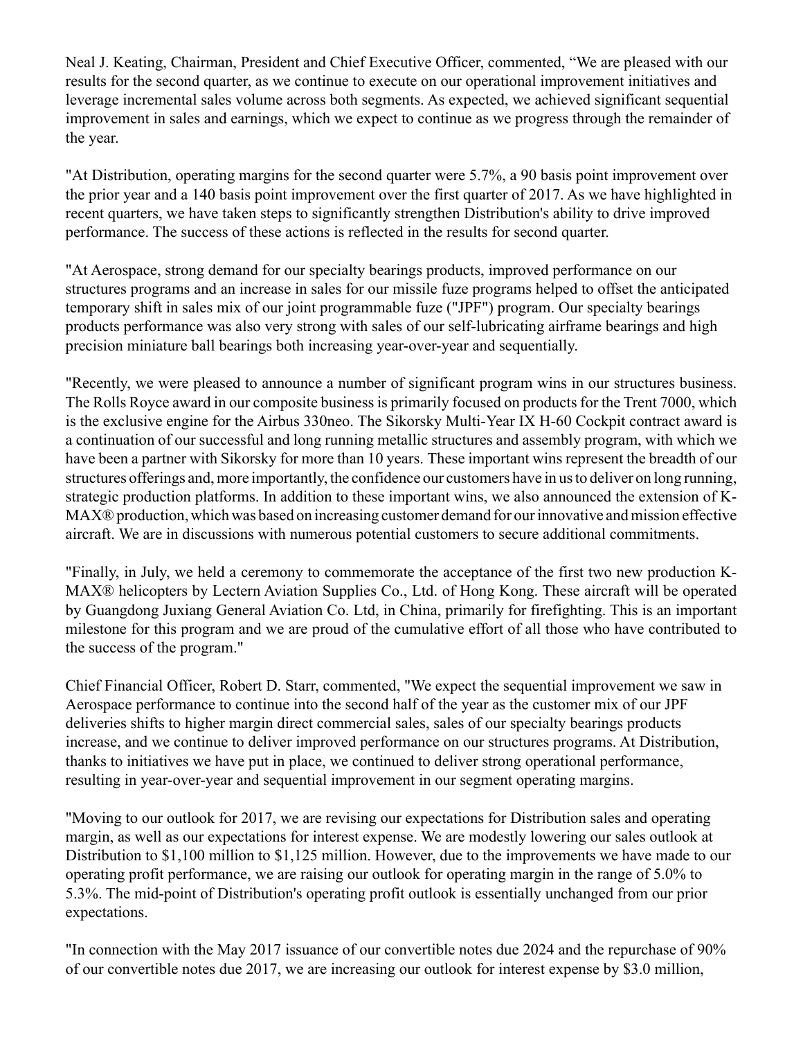Neal J. Keating, Chairman, President and Chief Executive Officer, commented, "We are pleased with our results for the second quarter, as we continue to execute on our operational improvement initiatives and leverage incremental sales volume across both segments. As expected, we achieved significant sequential improvement in sales and earnings, which we expect to continue as we progress through the remainder of the year.

"At Distribution, operating margins for the second quarter were 5.7%, a 90 basis point improvement over the prior year and a 140 basis point improvement over the first quarter of 2017. As we have highlighted in recent quarters, we have taken steps to significantly strengthen Distribution's ability to drive improved performance. The success of these actions is reflected in the results for second quarter.

"At Aerospace, strong demand for our specialty bearings products, improved performance on our structures programs and an increase in sales for our missile fuze programs helped to offset the anticipated temporary shift in sales mix of our joint programmable fuze ("JPF") program. Our specialty bearings products performance was also very strong with sales of our self-lubricating airframe bearings and high precision miniature ball bearings both increasing year-over-year and sequentially.

"Recently, we were pleased to announce a number of significant program wins in our structures business. The Rolls Royce award in our composite business is primarily focused on products for the Trent 7000, which is the exclusive engine for the Airbus 330neo. The Sikorsky Multi-Year IX H-60 Cockpit contract award is a continuation of our successful and long running metallic structures and assembly program, with which we have been a partner with Sikorsky for more than 10 years. These important wins represent the breadth of our structures offerings and, more importantly, the confidence our customers have in us to deliver on long running, strategic production platforms. In addition to these important wins, we also announced the extension of K-MAX® production, which was based on increasing customer demand for our innovative and mission effective aircraft. We are in discussions with numerous potential customers to secure additional commitments.

"Finally, in July, we held a ceremony to commemorate the acceptance of the first two new production K-MAX® helicopters by Lectern Aviation Supplies Co., Ltd. of Hong Kong. These aircraft will be operated by Guangdong Juxiang General Aviation Co. Ltd, in China, primarily for firefighting. This is an important milestone for this program and we are proud of the cumulative effort of all those who have contributed to the success of the program."

Chief Financial Officer, Robert D. Starr, commented, "We expect the sequential improvement we saw in Aerospace performance to continue into the second half of the year as the customer mix of our JPF deliveries shifts to higher margin direct commercial sales, sales of our specialty bearings products increase, and we continue to deliver improved performance on our structures programs. At Distribution, thanks to initiatives we have put in place, we continued to deliver strong operational performance, resulting in year-over-year and sequential improvement in our segment operating margins.

"Moving to our outlook for 2017, we are revising our expectations for Distribution sales and operating margin, as well as our expectations for interest expense. We are modestly lowering our sales outlook at Distribution to $1,100 million to $1,125 million. However, due to the improvements we have made to our operating profit performance, we are raising our outlook for operating margin in the range of 5.0% to 5.3%. The mid-point of Distribution's operating profit outlook is essentially unchanged from our prior expectations.

"In connection with the May 2017 issuance of our convertible notes due 2024 and the repurchase of 90% of our convertible notes due 2017, we are increasing our outlook for interest expense by $3.0 million,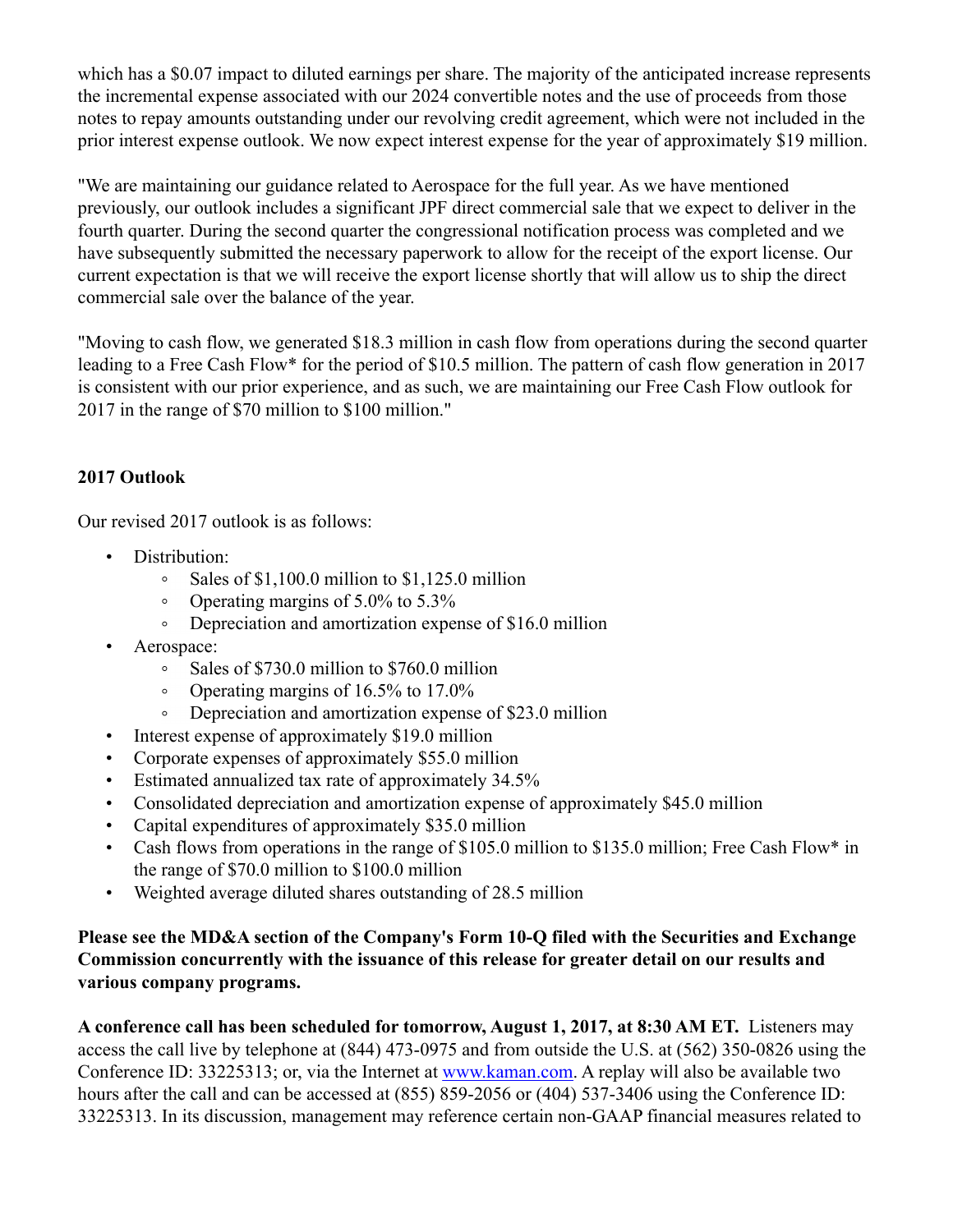which has a $0.07 impact to diluted earnings per share. The majority of the anticipated increase represents the incremental expense associated with our 2024 convertible notes and the use of proceeds from those notes to repay amounts outstanding under our revolving credit agreement, which were not included in the prior interest expense outlook. We now expect interest expense for the year of approximately $19 million.

"We are maintaining our guidance related to Aerospace for the full year. As we have mentioned previously, our outlook includes a significant JPF direct commercial sale that we expect to deliver in the fourth quarter. During the second quarter the congressional notification process was completed and we have subsequently submitted the necessary paperwork to allow for the receipt of the export license. Our current expectation is that we will receive the export license shortly that will allow us to ship the direct commercial sale over the balance of the year.

"Moving to cash flow, we generated $18.3 million in cash flow from operations during the second quarter leading to a Free Cash Flow* for the period of $10.5 million. The pattern of cash flow generation in 2017 is consistent with our prior experience, and as such, we are maintaining our Free Cash Flow outlook for 2017 in the range of $70 million to $100 million."

**2017 Outlook**

Our revised 2017 outlook is as follows:

- Distribution:
  - Sales of $1,100.0 million to $1,125.0 million
  - Operating margins of 5.0% to 5.3%
  - Depreciation and amortization expense of $16.0 million
- Aerospace:
  - Sales of $730.0 million to $760.0 million
  - Operating margins of 16.5% to 17.0%
  - Depreciation and amortization expense of $23.0 million
- Interest expense of approximately $19.0 million
- Corporate expenses of approximately $55.0 million
- Estimated annualized tax rate of approximately 34.5%
- Consolidated depreciation and amortization expense of approximately $45.0 million
- Capital expenditures of approximately $35.0 million
- Cash flows from operations in the range of $105.0 million to $135.0 million; Free Cash Flow* in the range of $70.0 million to $100.0 million
- Weighted average diluted shares outstanding of 28.5 million

**Please see the MD&A section of the Company's Form 10-Q filed with the Securities and Exchange Commission concurrently with the issuance of this release for greater detail on our results and various company programs.**

**A conference call has been scheduled for tomorrow, August 1, 2017, at 8:30 AM ET.** Listeners may access the call live by telephone at (844) 473-0975 and from outside the U.S. at (562) 350-0826 using the Conference ID: 33225313; or, via the Internet at www.kaman.com. A replay will also be available two hours after the call and can be accessed at (855) 859-2056 or (404) 537-3406 using the Conference ID: 33225313. In its discussion, management may reference certain non-GAAP financial measures related to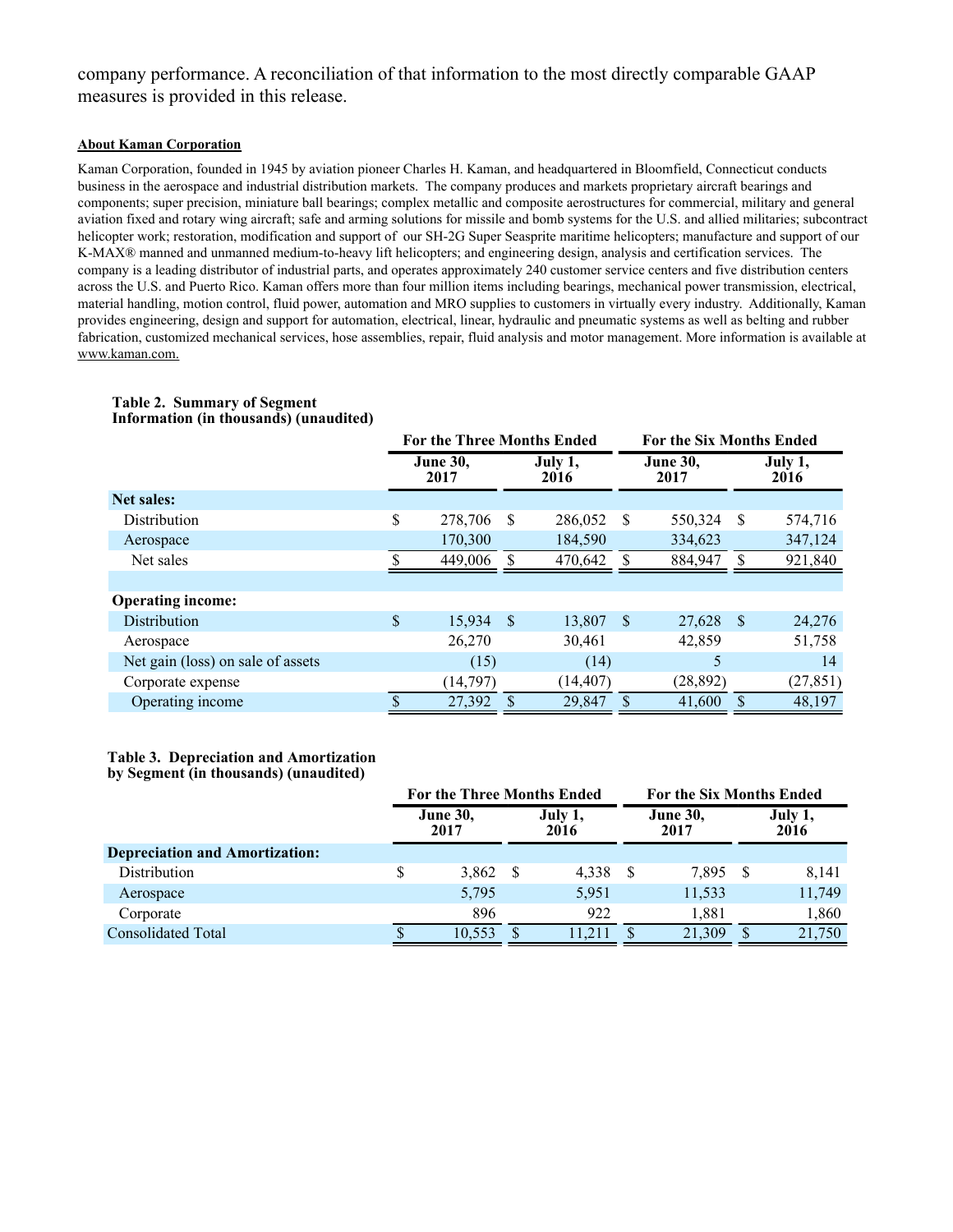company performance. A reconciliation of that information to the most directly comparable GAAP measures is provided in this release.

**About Kaman Corporation**

Kaman Corporation, founded in 1945 by aviation pioneer Charles H. Kaman, and headquartered in Bloomfield, Connecticut conducts business in the aerospace and industrial distribution markets. The company produces and markets proprietary aircraft bearings and components; super precision, miniature ball bearings; complex metallic and composite aerostructures for commercial, military and general aviation fixed and rotary wing aircraft; safe and arming solutions for missile and bomb systems for the U.S. and allied militaries; subcontract helicopter work; restoration, modification and support of our SH-2G Super Seasprite maritime helicopters; manufacture and support of our K-MAX® manned and unmanned medium-to-heavy lift helicopters; and engineering design, analysis and certification services. The company is a leading distributor of industrial parts, and operates approximately 240 customer service centers and five distribution centers across the U.S. and Puerto Rico. Kaman offers more than four million items including bearings, mechanical power transmission, electrical, material handling, motion control, fluid power, automation and MRO supplies to customers in virtually every industry. Additionally, Kaman provides engineering, design and support for automation, electrical, linear, hydraulic and pneumatic systems as well as belting and rubber fabrication, customized mechanical services, hose assemblies, repair, fluid analysis and motor management. More information is available at www.kaman.com.

**Table 2. Summary of Segment Information (in thousands) (unaudited)**

| | For the Three Months Ended | | For the Six Months Ended | |
|---|---|---|---|---|
| | June 30, 2017 | July 1, 2016 | June 30, 2017 | July 1, 2016 |
| **Net sales:** | | | | |
| Distribution | $ 278,706 | $ 286,052 | $ 550,324 | $ 574,716 |
| Aerospace | 170,300 | 184,590 | 334,623 | 347,124 |
| Net sales | $ 449,006 | $ 470,642 | $ 884,947 | $ 921,840 |
| | | | | |
| **Operating income:** | | | | |
| Distribution | $ 15,934 | $ 13,807 | $ 27,628 | $ 24,276 |
| Aerospace | 26,270 | 30,461 | 42,859 | 51,758 |
| Net gain (loss) on sale of assets | (15) | (14) | 5 | 14 |
| Corporate expense | (14,797) | (14,407) | (28,892) | (27,851) |
| Operating income | $ 27,392 | $ 29,847 | $ 41,600 | $ 48,197 |

**Table 3. Depreciation and Amortization by Segment (in thousands) (unaudited)**

| | For the Three Months Ended | | For the Six Months Ended | |
|---|---|---|---|---|
| | June 30, 2017 | July 1, 2016 | June 30, 2017 | July 1, 2016 |
| **Depreciation and Amortization:** | | | | |
| Distribution | $ 3,862 | $ 4,338 | $ 7,895 | $ 8,141 |
| Aerospace | 5,795 | 5,951 | 11,533 | 11,749 |
| Corporate | 896 | 922 | 1,881 | 1,860 |
| Consolidated Total | $ 10,553 | $ 11,211 | $ 21,309 | $ 21,750 |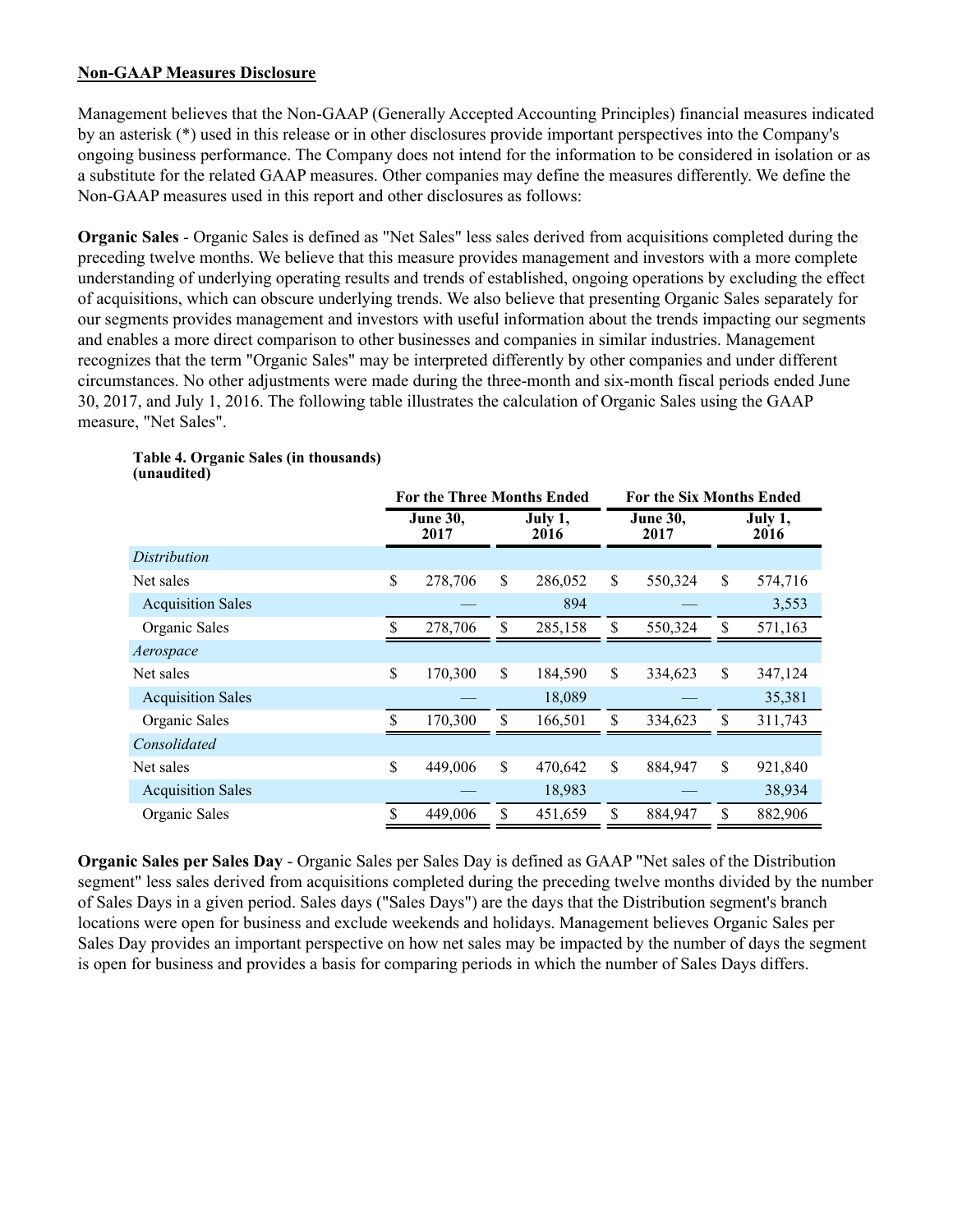**Non-GAAP Measures Disclosure**

Management believes that the Non-GAAP (Generally Accepted Accounting Principles) financial measures indicated by an asterisk (*) used in this release or in other disclosures provide important perspectives into the Company's ongoing business performance. The Company does not intend for the information to be considered in isolation or as a substitute for the related GAAP measures. Other companies may define the measures differently. We define the Non-GAAP measures used in this report and other disclosures as follows:

**Organic Sales** - Organic Sales is defined as "Net Sales" less sales derived from acquisitions completed during the preceding twelve months. We believe that this measure provides management and investors with a more complete understanding of underlying operating results and trends of established, ongoing operations by excluding the effect of acquisitions, which can obscure underlying trends. We also believe that presenting Organic Sales separately for our segments provides management and investors with useful information about the trends impacting our segments and enables a more direct comparison to other businesses and companies in similar industries. Management recognizes that the term "Organic Sales" may be interpreted differently by other companies and under different circumstances. No other adjustments were made during the three-month and six-month fiscal periods ended June 30, 2017, and July 1, 2016. The following table illustrates the calculation of Organic Sales using the GAAP measure, "Net Sales".

**Table 4. Organic Sales (in thousands) (unaudited)**

| | For the Three Months Ended | | For the Six Months Ended | |
|---|---|---|---|---|
| | June 30, 2017 | July 1, 2016 | June 30, 2017 | July 1, 2016 |
| *Distribution* | | | | |
| Net sales | $ 278,706 | $ 286,052 | $ 550,324 | $ 574,716 |
| Acquisition Sales | — | 894 | — | 3,553 |
| Organic Sales | $ 278,706 | $ 285,158 | $ 550,324 | $ 571,163 |
| *Aerospace* | | | | |
| Net sales | $ 170,300 | $ 184,590 | $ 334,623 | $ 347,124 |
| Acquisition Sales | — | 18,089 | — | 35,381 |
| Organic Sales | $ 170,300 | $ 166,501 | $ 334,623 | $ 311,743 |
| *Consolidated* | | | | |
| Net sales | $ 449,006 | $ 470,642 | $ 884,947 | $ 921,840 |
| Acquisition Sales | — | 18,983 | — | 38,934 |
| Organic Sales | $ 449,006 | $ 451,659 | $ 884,947 | $ 882,906 |

**Organic Sales per Sales Day** - Organic Sales per Sales Day is defined as GAAP "Net sales of the Distribution segment" less sales derived from acquisitions completed during the preceding twelve months divided by the number of Sales Days in a given period. Sales days ("Sales Days") are the days that the Distribution segment's branch locations were open for business and exclude weekends and holidays. Management believes Organic Sales per Sales Day provides an important perspective on how net sales may be impacted by the number of days the segment is open for business and provides a basis for comparing periods in which the number of Sales Days differs.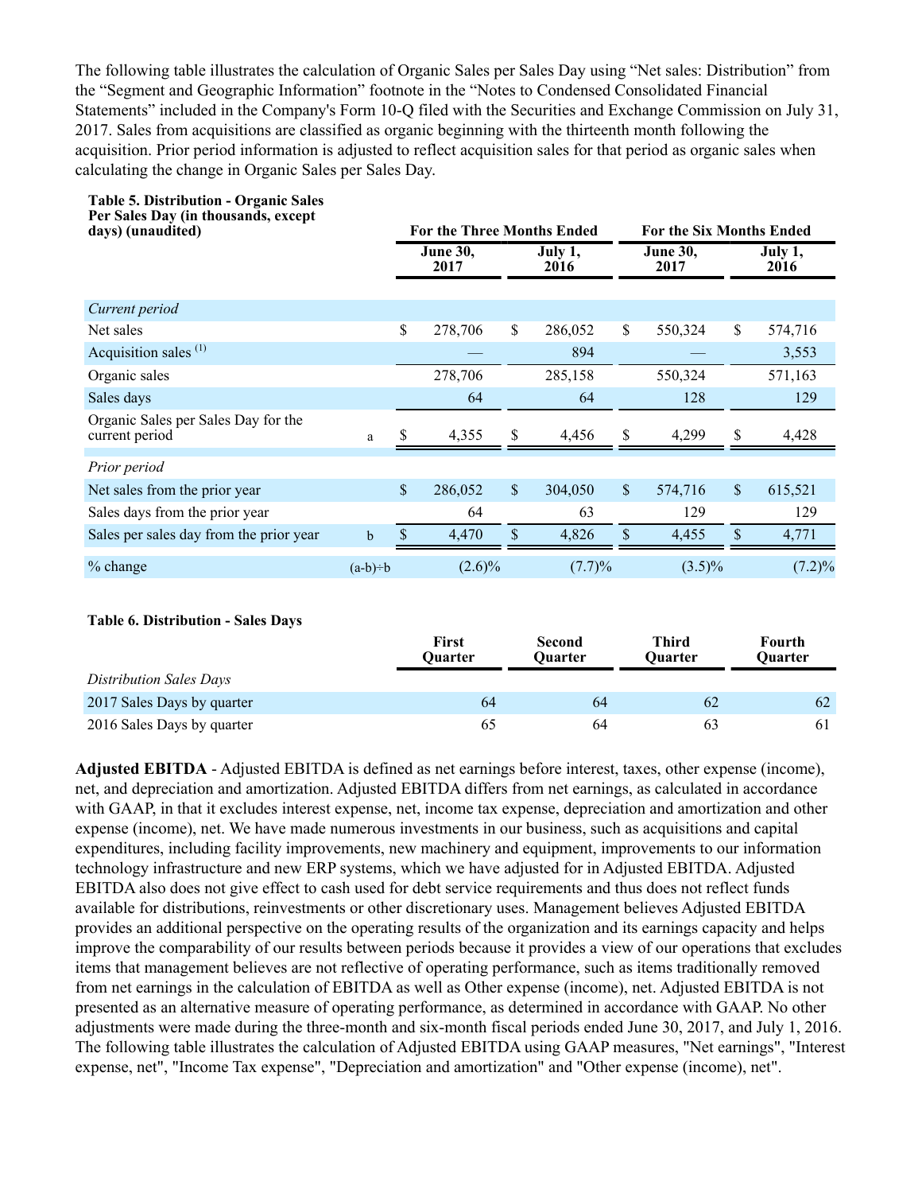The following table illustrates the calculation of Organic Sales per Sales Day using "Net sales: Distribution" from the "Segment and Geographic Information" footnote in the "Notes to Condensed Consolidated Financial Statements" included in the Company's Form 10-Q filed with the Securities and Exchange Commission on July 31, 2017. Sales from acquisitions are classified as organic beginning with the thirteenth month following the acquisition. Prior period information is adjusted to reflect acquisition sales for that period as organic sales when calculating the change in Organic Sales per Sales Day.

**Table 5. Distribution - Organic Sales Per Sales Day (in thousands, except days) (unaudited)**

| | | For the Three Months Ended | | For the Six Months Ended | |
|---|---|---|---|---|---|
| | | June 30, 2017 | July 1, 2016 | June 30, 2017 | July 1, 2016 |
| *Current period* | | | | | |
| Net sales | | $ 278,706 | $ 286,052 | $ 550,324 | $ 574,716 |
| Acquisition sales [1] | | — | 894 | — | 3,553 |
| Organic sales | | 278,706 | 285,158 | 550,324 | 571,163 |
| Sales days | | 64 | 64 | 128 | 129 |
| Organic Sales per Sales Day for the current period | a | $ 4,355 | $ 4,456 | $ 4,299 | $ 4,428 |
| *Prior period* | | | | | |
| Net sales from the prior year | | $ 286,052 | $ 304,050 | $ 574,716 | $ 615,521 |
| Sales days from the prior year | | 64 | 63 | 129 | 129 |
| Sales per sales day from the prior year | b | $ 4,470 | $ 4,826 | $ 4,455 | $ 4,771 |
| % change | (a-b)÷b | (2.6)% | (7.7)% | (3.5)% | (7.2)% |

**Table 6. Distribution - Sales Days**

| | First Quarter | Second Quarter | Third Quarter | Fourth Quarter |
|---|---|---|---|---|
| *Distribution Sales Days* | | | | |
| 2017 Sales Days by quarter | 64 | 64 | 62 | 62 |
| 2016 Sales Days by quarter | 65 | 64 | 63 | 61 |

**Adjusted EBITDA** - Adjusted EBITDA is defined as net earnings before interest, taxes, other expense (income), net, and depreciation and amortization. Adjusted EBITDA differs from net earnings, as calculated in accordance with GAAP, in that it excludes interest expense, net, income tax expense, depreciation and amortization and other expense (income), net. We have made numerous investments in our business, such as acquisitions and capital expenditures, including facility improvements, new machinery and equipment, improvements to our information technology infrastructure and new ERP systems, which we have adjusted for in Adjusted EBITDA. Adjusted EBITDA also does not give effect to cash used for debt service requirements and thus does not reflect funds available for distributions, reinvestments or other discretionary uses. Management believes Adjusted EBITDA provides an additional perspective on the operating results of the organization and its earnings capacity and helps improve the comparability of our results between periods because it provides a view of our operations that excludes items that management believes are not reflective of operating performance, such as items traditionally removed from net earnings in the calculation of EBITDA as well as Other expense (income), net. Adjusted EBITDA is not presented as an alternative measure of operating performance, as determined in accordance with GAAP. No other adjustments were made during the three-month and six-month fiscal periods ended June 30, 2017, and July 1, 2016. The following table illustrates the calculation of Adjusted EBITDA using GAAP measures, "Net earnings", "Interest expense, net", "Income Tax expense", "Depreciation and amortization" and "Other expense (income), net".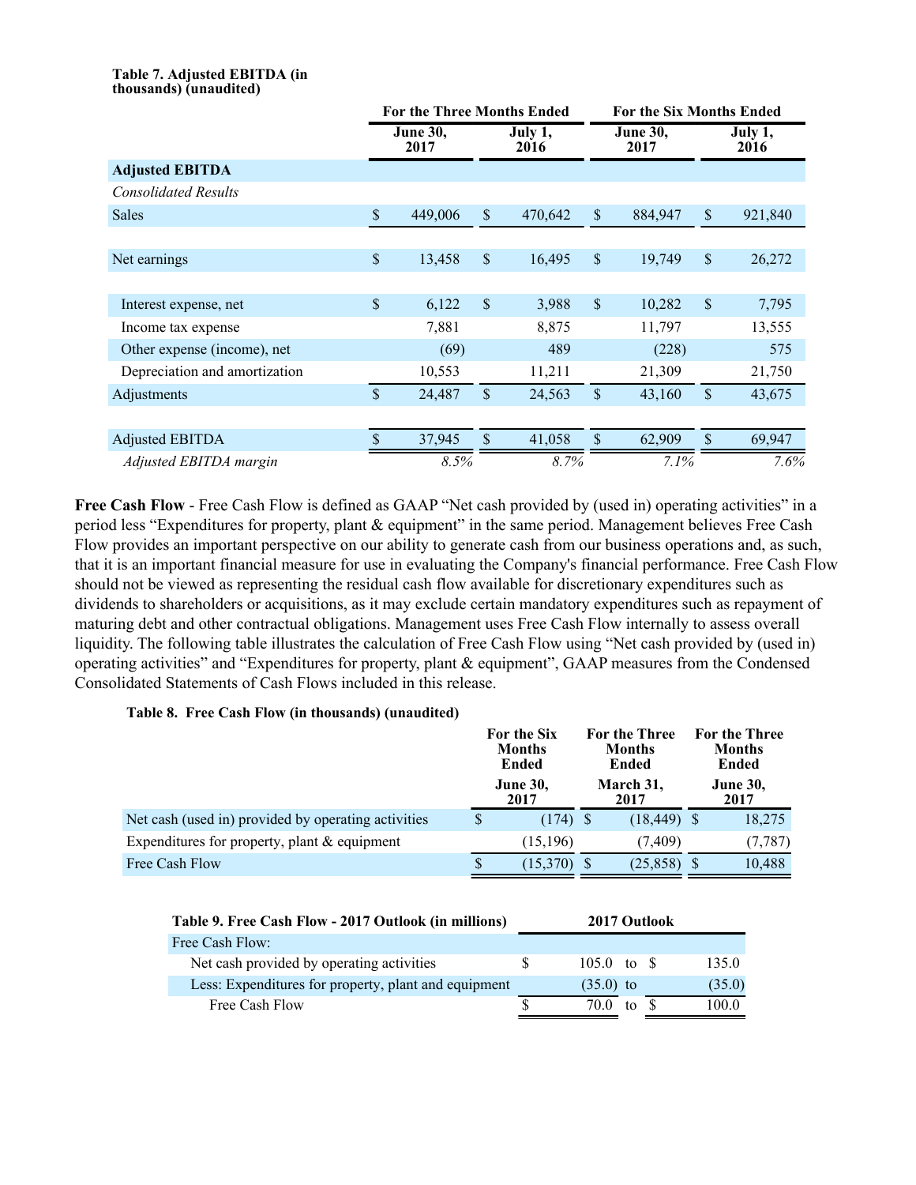**Table 7. Adjusted EBITDA (in thousands) (unaudited)**

| | For the Three Months Ended | | For the Six Months Ended | |
|---|---|---|---|---|
| | June 30, 2017 | July 1, 2016 | June 30, 2017 | July 1, 2016 |
| **Adjusted EBITDA** | | | | |
| *Consolidated Results* | | | | |
| Sales | $ 449,006 | $ 470,642 | $ 884,947 | $ 921,840 |
| | | | | |
| Net earnings | $ 13,458 | $ 16,495 | $ 19,749 | $ 26,272 |
| | | | | |
| Interest expense, net | $ 6,122 | $ 3,988 | $ 10,282 | $ 7,795 |
| Income tax expense | 7,881 | 8,875 | 11,797 | 13,555 |
| Other expense (income), net | (69) | 489 | (228) | 575 |
| Depreciation and amortization | 10,553 | 11,211 | 21,309 | 21,750 |
| Adjustments | $ 24,487 | $ 24,563 | $ 43,160 | $ 43,675 |
| | | | | |
| Adjusted EBITDA | $ 37,945 | $ 41,058 | $ 62,909 | $ 69,947 |
| *Adjusted EBITDA margin* | *8.5%* | *8.7%* | *7.1%* | *7.6%* |

**Free Cash Flow** - Free Cash Flow is defined as GAAP "Net cash provided by (used in) operating activities" in a period less "Expenditures for property, plant & equipment" in the same period. Management believes Free Cash Flow provides an important perspective on our ability to generate cash from our business operations and, as such, that it is an important financial measure for use in evaluating the Company's financial performance. Free Cash Flow should not be viewed as representing the residual cash flow available for discretionary expenditures such as dividends to shareholders or acquisitions, as it may exclude certain mandatory expenditures such as repayment of maturing debt and other contractual obligations. Management uses Free Cash Flow internally to assess overall liquidity. The following table illustrates the calculation of Free Cash Flow using "Net cash provided by (used in) operating activities" and "Expenditures for property, plant & equipment", GAAP measures from the Condensed Consolidated Statements of Cash Flows included in this release.

**Table 8. Free Cash Flow (in thousands) (unaudited)**

| | For the Six Months Ended June 30, 2017 | For the Three Months Ended March 31, 2017 | For the Three Months Ended June 30, 2017 |
|---|---|---|---|
| Net cash (used in) provided by operating activities | $ (174) | $ (18,449) | $ 18,275 |
| Expenditures for property, plant & equipment | (15,196) | (7,409) | (7,787) |
| Free Cash Flow | $ (15,370) | $ (25,858) | $ 10,488 |

| Table 9. Free Cash Flow - 2017 Outlook (in millions) | 2017 Outlook | | |
|---|---|---|---|
| Free Cash Flow: | | | |
| Net cash provided by operating activities | $ 105.0 | to | $ 135.0 |
| Less: Expenditures for property, plant and equipment | (35.0) | to | (35.0) |
| Free Cash Flow | $ 70.0 | to | $ 100.0 |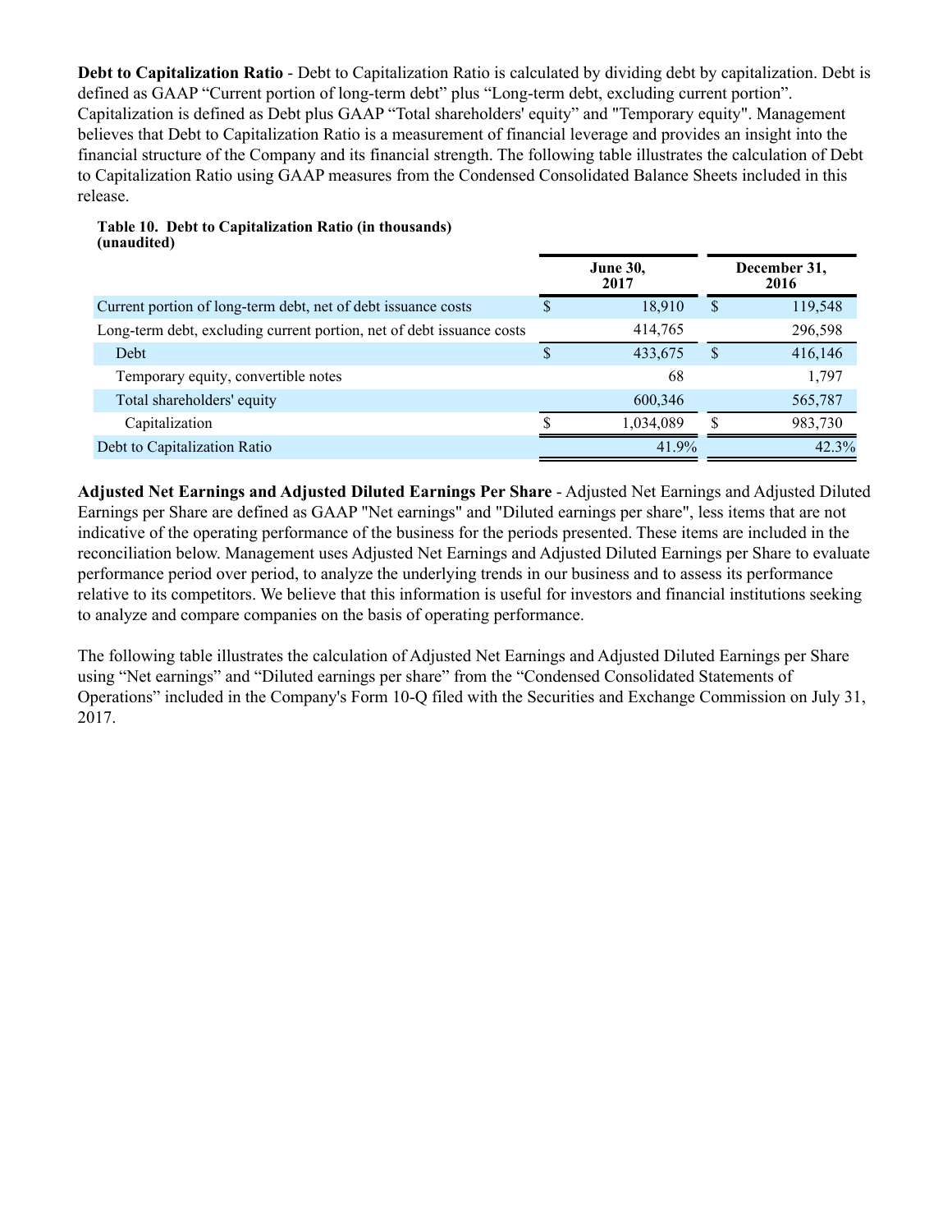**Debt to Capitalization Ratio** - Debt to Capitalization Ratio is calculated by dividing debt by capitalization. Debt is defined as GAAP "Current portion of long-term debt" plus "Long-term debt, excluding current portion". Capitalization is defined as Debt plus GAAP "Total shareholders' equity" and "Temporary equity". Management believes that Debt to Capitalization Ratio is a measurement of financial leverage and provides an insight into the financial structure of the Company and its financial strength. The following table illustrates the calculation of Debt to Capitalization Ratio using GAAP measures from the Condensed Consolidated Balance Sheets included in this release.

**Table 10. Debt to Capitalization Ratio (in thousands) (unaudited)**

| | June 30, 2017 | December 31, 2016 |
|---|---|---|
| Current portion of long-term debt, net of debt issuance costs | $ 18,910 | $ 119,548 |
| Long-term debt, excluding current portion, net of debt issuance costs | 414,765 | 296,598 |
| Debt | $ 433,675 | $ 416,146 |
| Temporary equity, convertible notes | 68 | 1,797 |
| Total shareholders' equity | 600,346 | 565,787 |
| Capitalization | $ 1,034,089 | $ 983,730 |
| Debt to Capitalization Ratio | 41.9% | 42.3% |

**Adjusted Net Earnings and Adjusted Diluted Earnings Per Share** - Adjusted Net Earnings and Adjusted Diluted Earnings per Share are defined as GAAP "Net earnings" and "Diluted earnings per share", less items that are not indicative of the operating performance of the business for the periods presented. These items are included in the reconciliation below. Management uses Adjusted Net Earnings and Adjusted Diluted Earnings per Share to evaluate performance period over period, to analyze the underlying trends in our business and to assess its performance relative to its competitors. We believe that this information is useful for investors and financial institutions seeking to analyze and compare companies on the basis of operating performance.

The following table illustrates the calculation of Adjusted Net Earnings and Adjusted Diluted Earnings per Share using "Net earnings" and "Diluted earnings per share" from the "Condensed Consolidated Statements of Operations" included in the Company's Form 10-Q filed with the Securities and Exchange Commission on July 31, 2017.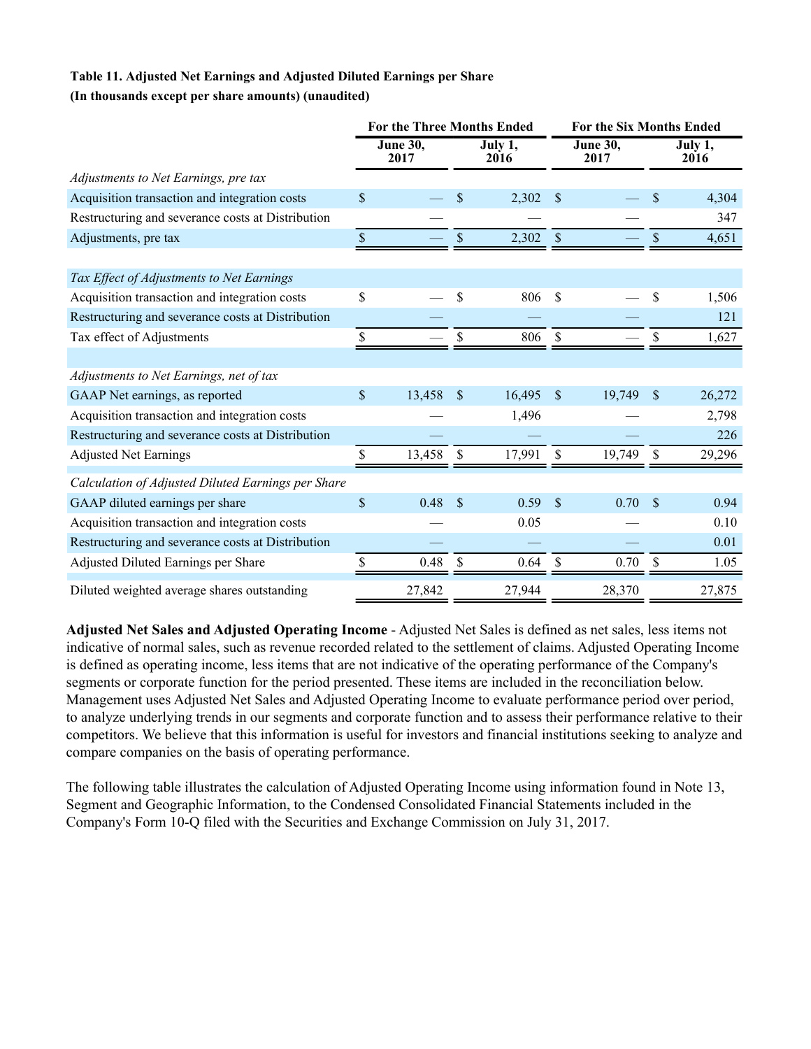**Table 11. Adjusted Net Earnings and Adjusted Diluted Earnings per Share**
**(In thousands except per share amounts) (unaudited)**

| | For the Three Months Ended | | For the Six Months Ended | |
|---|---|---|---|---|
| | June 30, 2017 | July 1, 2016 | June 30, 2017 | July 1, 2016 |
| *Adjustments to Net Earnings, pre tax* | | | | |
| Acquisition transaction and integration costs | $ — | $ 2,302 | $ — | $ 4,304 |
| Restructuring and severance costs at Distribution | — | — | — | 347 |
| Adjustments, pre tax | $ — | $ 2,302 | $ — | $ 4,651 |
| | | | | |
| *Tax Effect of Adjustments to Net Earnings* | | | | |
| Acquisition transaction and integration costs | $ — | $ 806 | $ — | $ 1,506 |
| Restructuring and severance costs at Distribution | — | — | — | 121 |
| Tax effect of Adjustments | $ — | $ 806 | $ — | $ 1,627 |
| | | | | |
| *Adjustments to Net Earnings, net of tax* | | | | |
| GAAP Net earnings, as reported | $ 13,458 | $ 16,495 | $ 19,749 | $ 26,272 |
| Acquisition transaction and integration costs | — | 1,496 | — | 2,798 |
| Restructuring and severance costs at Distribution | — | — | — | 226 |
| Adjusted Net Earnings | $ 13,458 | $ 17,991 | $ 19,749 | $ 29,296 |
| *Calculation of Adjusted Diluted Earnings per Share* | | | | |
| GAAP diluted earnings per share | $ 0.48 | $ 0.59 | $ 0.70 | $ 0.94 |
| Acquisition transaction and integration costs | — | 0.05 | — | 0.10 |
| Restructuring and severance costs at Distribution | — | — | — | 0.01 |
| Adjusted Diluted Earnings per Share | $ 0.48 | $ 0.64 | $ 0.70 | $ 1.05 |
| Diluted weighted average shares outstanding | 27,842 | 27,944 | 28,370 | 27,875 |

**Adjusted Net Sales and Adjusted Operating Income** - Adjusted Net Sales is defined as net sales, less items not indicative of normal sales, such as revenue recorded related to the settlement of claims. Adjusted Operating Income is defined as operating income, less items that are not indicative of the operating performance of the Company's segments or corporate function for the period presented. These items are included in the reconciliation below. Management uses Adjusted Net Sales and Adjusted Operating Income to evaluate performance period over period, to analyze underlying trends in our segments and corporate function and to assess their performance relative to their competitors. We believe that this information is useful for investors and financial institutions seeking to analyze and compare companies on the basis of operating performance.

The following table illustrates the calculation of Adjusted Operating Income using information found in Note 13, Segment and Geographic Information, to the Condensed Consolidated Financial Statements included in the Company's Form 10-Q filed with the Securities and Exchange Commission on July 31, 2017.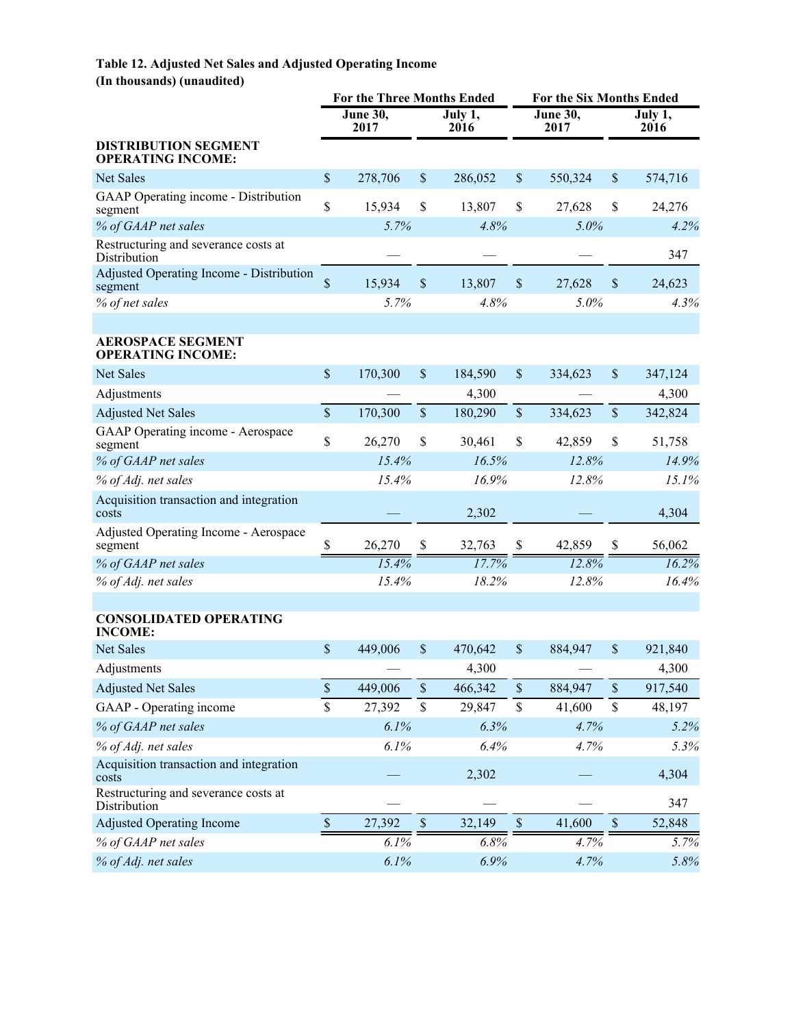**Table 12. Adjusted Net Sales and Adjusted Operating Income**
**(In thousands) (unaudited)**

| | For the Three Months Ended | | For the Six Months Ended | |
|---|---|---|---|---|
| | June 30, 2017 | July 1, 2016 | June 30, 2017 | July 1, 2016 |
| **DISTRIBUTION SEGMENT OPERATING INCOME:** | | | | |
| Net Sales | $ 278,706 | $ 286,052 | $ 550,324 | $ 574,716 |
| GAAP Operating income - Distribution segment | $ 15,934 | $ 13,807 | $ 27,628 | $ 24,276 |
| *% of GAAP net sales* | *5.7%* | *4.8%* | *5.0%* | *4.2%* |
| Restructuring and severance costs at Distribution | — | — | — | 347 |
| Adjusted Operating Income - Distribution segment | $ 15,934 | $ 13,807 | $ 27,628 | $ 24,623 |
| *% of net sales* | *5.7%* | *4.8%* | *5.0%* | *4.3%* |
| | | | | |
| **AEROSPACE SEGMENT OPERATING INCOME:** | | | | |
| Net Sales | $ 170,300 | $ 184,590 | $ 334,623 | $ 347,124 |
| Adjustments | — | 4,300 | — | 4,300 |
| Adjusted Net Sales | $ 170,300 | $ 180,290 | $ 334,623 | $ 342,824 |
| GAAP Operating income - Aerospace segment | $ 26,270 | $ 30,461 | $ 42,859 | $ 51,758 |
| *% of GAAP net sales* | *15.4%* | *16.5%* | *12.8%* | *14.9%* |
| *% of Adj. net sales* | *15.4%* | *16.9%* | *12.8%* | *15.1%* |
| Acquisition transaction and integration costs | — | 2,302 | — | 4,304 |
| Adjusted Operating Income - Aerospace segment | $ 26,270 | $ 32,763 | $ 42,859 | $ 56,062 |
| *% of GAAP net sales* | *15.4%* | *17.7%* | *12.8%* | *16.2%* |
| *% of Adj. net sales* | *15.4%* | *18.2%* | *12.8%* | *16.4%* |
| | | | | |
| **CONSOLIDATED OPERATING INCOME:** | | | | |
| Net Sales | $ 449,006 | $ 470,642 | $ 884,947 | $ 921,840 |
| Adjustments | — | 4,300 | — | 4,300 |
| Adjusted Net Sales | $ 449,006 | $ 466,342 | $ 884,947 | $ 917,540 |
| GAAP - Operating income | $ 27,392 | $ 29,847 | $ 41,600 | $ 48,197 |
| *% of GAAP net sales* | *6.1%* | *6.3%* | *4.7%* | *5.2%* |
| *% of Adj. net sales* | *6.1%* | *6.4%* | *4.7%* | *5.3%* |
| Acquisition transaction and integration costs | — | 2,302 | — | 4,304 |
| Restructuring and severance costs at Distribution | — | — | — | 347 |
| Adjusted Operating Income | $ 27,392 | $ 32,149 | $ 41,600 | $ 52,848 |
| *% of GAAP net sales* | *6.1%* | *6.8%* | *4.7%* | *5.7%* |
| *% of Adj. net sales* | *6.1%* | *6.9%* | *4.7%* | *5.8%* |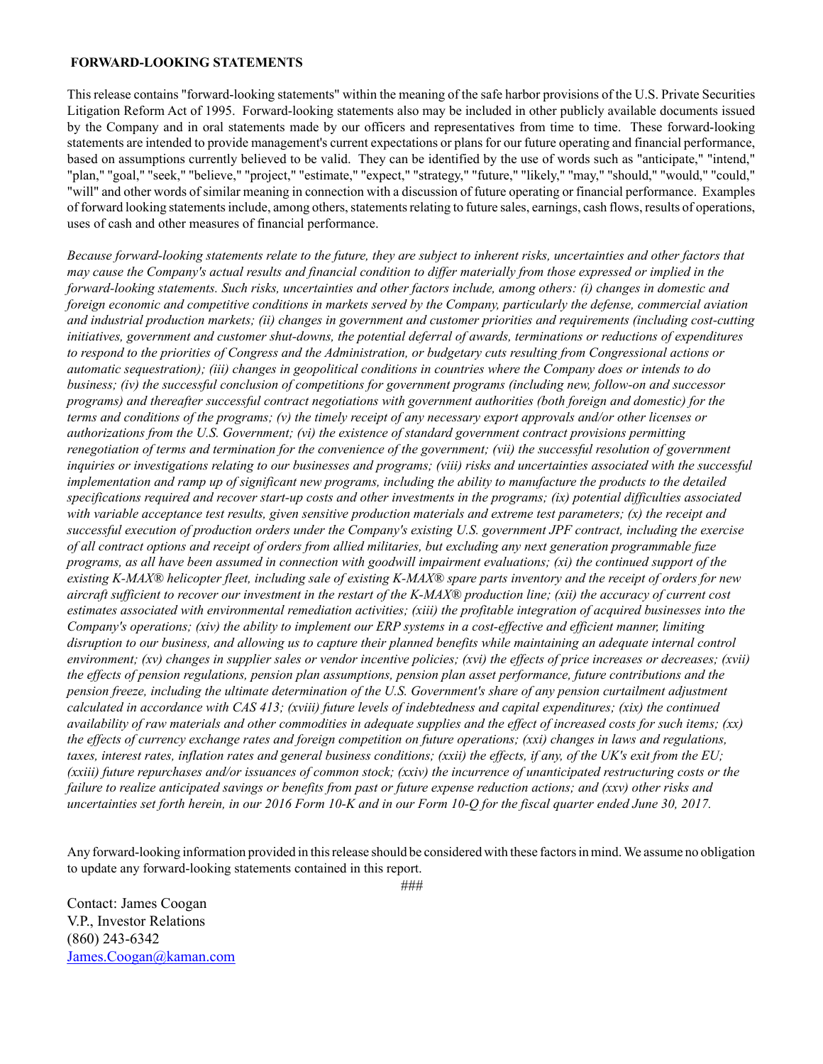**FORWARD-LOOKING STATEMENTS**

This release contains "forward-looking statements" within the meaning of the safe harbor provisions of the U.S. Private Securities Litigation Reform Act of 1995. Forward-looking statements also may be included in other publicly available documents issued by the Company and in oral statements made by our officers and representatives from time to time. These forward-looking statements are intended to provide management's current expectations or plans for our future operating and financial performance, based on assumptions currently believed to be valid. They can be identified by the use of words such as "anticipate," "intend," "plan," "goal," "seek," "believe," "project," "estimate," "expect," "strategy," "future," "likely," "may," "should," "would," "could," "will" and other words of similar meaning in connection with a discussion of future operating or financial performance. Examples of forward looking statements include, among others, statements relating to future sales, earnings, cash flows, results of operations, uses of cash and other measures of financial performance.

*Because forward-looking statements relate to the future, they are subject to inherent risks, uncertainties and other factors that may cause the Company's actual results and financial condition to differ materially from those expressed or implied in the forward-looking statements. Such risks, uncertainties and other factors include, among others: (i) changes in domestic and foreign economic and competitive conditions in markets served by the Company, particularly the defense, commercial aviation and industrial production markets; (ii) changes in government and customer priorities and requirements (including cost-cutting initiatives, government and customer shut-downs, the potential deferral of awards, terminations or reductions of expenditures to respond to the priorities of Congress and the Administration, or budgetary cuts resulting from Congressional actions or automatic sequestration); (iii) changes in geopolitical conditions in countries where the Company does or intends to do business; (iv) the successful conclusion of competitions for government programs (including new, follow-on and successor programs) and thereafter successful contract negotiations with government authorities (both foreign and domestic) for the terms and conditions of the programs; (v) the timely receipt of any necessary export approvals and/or other licenses or authorizations from the U.S. Government; (vi) the existence of standard government contract provisions permitting renegotiation of terms and termination for the convenience of the government; (vii) the successful resolution of government inquiries or investigations relating to our businesses and programs; (viii) risks and uncertainties associated with the successful implementation and ramp up of significant new programs, including the ability to manufacture the products to the detailed specifications required and recover start-up costs and other investments in the programs; (ix) potential difficulties associated with variable acceptance test results, given sensitive production materials and extreme test parameters; (x) the receipt and successful execution of production orders under the Company's existing U.S. government JPF contract, including the exercise of all contract options and receipt of orders from allied militaries, but excluding any next generation programmable fuze programs, as all have been assumed in connection with goodwill impairment evaluations; (xi) the continued support of the existing K-MAX® helicopter fleet, including sale of existing K-MAX® spare parts inventory and the receipt of orders for new aircraft sufficient to recover our investment in the restart of the K-MAX® production line; (xii) the accuracy of current cost estimates associated with environmental remediation activities; (xiii) the profitable integration of acquired businesses into the Company's operations; (xiv) the ability to implement our ERP systems in a cost-effective and efficient manner, limiting disruption to our business, and allowing us to capture their planned benefits while maintaining an adequate internal control environment; (xv) changes in supplier sales or vendor incentive policies; (xvi) the effects of price increases or decreases; (xvii) the effects of pension regulations, pension plan assumptions, pension plan asset performance, future contributions and the pension freeze, including the ultimate determination of the U.S. Government's share of any pension curtailment adjustment calculated in accordance with CAS 413; (xviii) future levels of indebtedness and capital expenditures; (xix) the continued availability of raw materials and other commodities in adequate supplies and the effect of increased costs for such items; (xx) the effects of currency exchange rates and foreign competition on future operations; (xxi) changes in laws and regulations, taxes, interest rates, inflation rates and general business conditions; (xxii) the effects, if any, of the UK's exit from the EU; (xxiii) future repurchases and/or issuances of common stock; (xxiv) the incurrence of unanticipated restructuring costs or the failure to realize anticipated savings or benefits from past or future expense reduction actions; and (xxv) other risks and uncertainties set forth herein, in our 2016 Form 10-K and in our Form 10-Q for the fiscal quarter ended June 30, 2017.*

Any forward-looking information provided in this release should be considered with these factors in mind. We assume no obligation to update any forward-looking statements contained in this report.

###

Contact: James Coogan
V.P., Investor Relations
(860) 243-6342
James.Coogan@kaman.com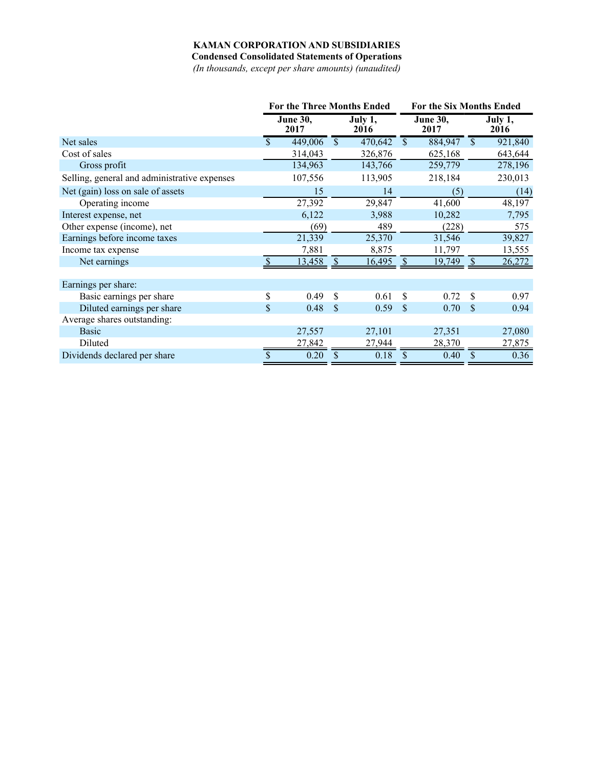**KAMAN CORPORATION AND SUBSIDIARIES**

**Condensed Consolidated Statements of Operations**

*(In thousands, except per share amounts) (unaudited)*

| | For the Three Months Ended | | For the Six Months Ended | |
|---|---|---|---|---|
| | June 30, 2017 | July 1, 2016 | June 30, 2017 | July 1, 2016 |
| Net sales | $ 449,006 | $ 470,642 | $ 884,947 | $ 921,840 |
| Cost of sales | 314,043 | 326,876 | 625,168 | 643,644 |
| Gross profit | 134,963 | 143,766 | 259,779 | 278,196 |
| Selling, general and administrative expenses | 107,556 | 113,905 | 218,184 | 230,013 |
| Net (gain) loss on sale of assets | 15 | 14 | (5) | (14) |
| Operating income | 27,392 | 29,847 | 41,600 | 48,197 |
| Interest expense, net | 6,122 | 3,988 | 10,282 | 7,795 |
| Other expense (income), net | (69) | 489 | (228) | 575 |
| Earnings before income taxes | 21,339 | 25,370 | 31,546 | 39,827 |
| Income tax expense | 7,881 | 8,875 | 11,797 | 13,555 |
| Net earnings | $ 13,458 | $ 16,495 | $ 19,749 | $ 26,272 |
| | | | | |
| Earnings per share: | | | | |
| Basic earnings per share | $ 0.49 | $ 0.61 | $ 0.72 | $ 0.97 |
| Diluted earnings per share | $ 0.48 | $ 0.59 | $ 0.70 | $ 0.94 |
| Average shares outstanding: | | | | |
| Basic | 27,557 | 27,101 | 27,351 | 27,080 |
| Diluted | 27,842 | 27,944 | 28,370 | 27,875 |
| Dividends declared per share | $ 0.20 | $ 0.18 | $ 0.40 | $ 0.36 |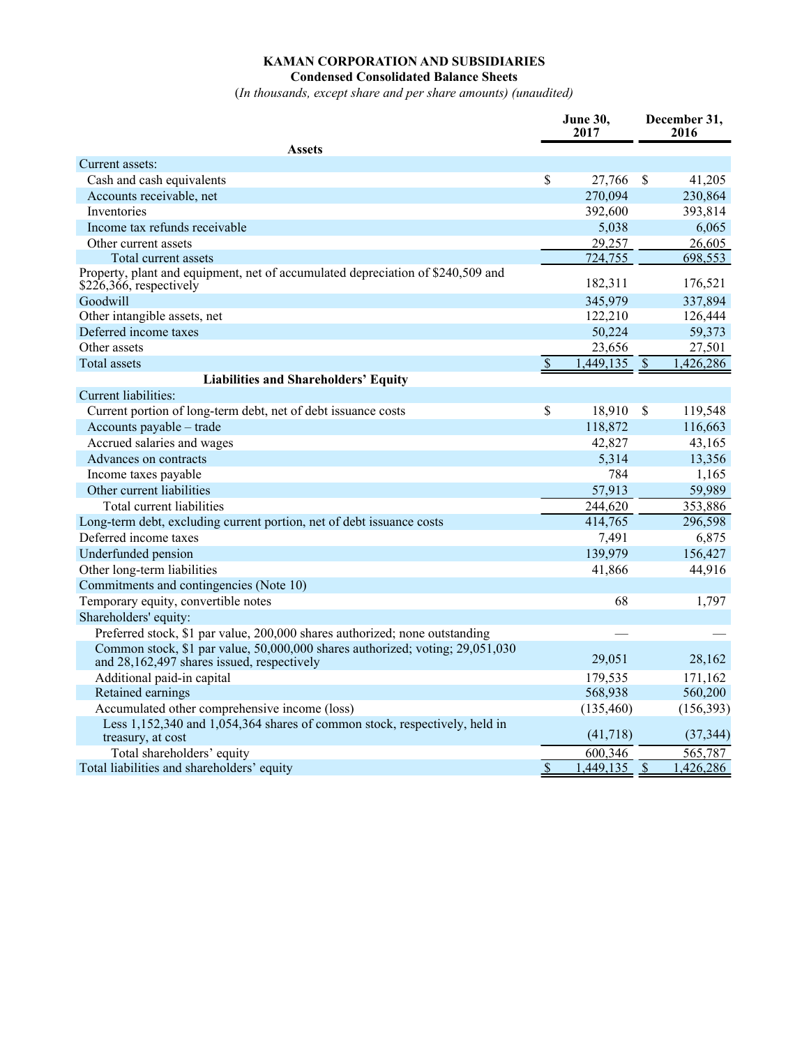**KAMAN CORPORATION AND SUBSIDIARIES**
**Condensed Consolidated Balance Sheets**
*(In thousands, except share and per share amounts) (unaudited)*

| | June 30, 2017 | December 31, 2016 |
|---|---|---|
| **Assets** | | |
| Current assets: | | |
| Cash and cash equivalents | $ 27,766 | $ 41,205 |
| Accounts receivable, net | 270,094 | 230,864 |
| Inventories | 392,600 | 393,814 |
| Income tax refunds receivable | 5,038 | 6,065 |
| Other current assets | 29,257 | 26,605 |
| Total current assets | 724,755 | 698,553 |
| Property, plant and equipment, net of accumulated depreciation of $240,509 and $226,366, respectively | 182,311 | 176,521 |
| Goodwill | 345,979 | 337,894 |
| Other intangible assets, net | 122,210 | 126,444 |
| Deferred income taxes | 50,224 | 59,373 |
| Other assets | 23,656 | 27,501 |
| Total assets | $ 1,449,135 | $ 1,426,286 |
| **Liabilities and Shareholders' Equity** | | |
| Current liabilities: | | |
| Current portion of long-term debt, net of debt issuance costs | $ 18,910 | $ 119,548 |
| Accounts payable – trade | 118,872 | 116,663 |
| Accrued salaries and wages | 42,827 | 43,165 |
| Advances on contracts | 5,314 | 13,356 |
| Income taxes payable | 784 | 1,165 |
| Other current liabilities | 57,913 | 59,989 |
| Total current liabilities | 244,620 | 353,886 |
| Long-term debt, excluding current portion, net of debt issuance costs | 414,765 | 296,598 |
| Deferred income taxes | 7,491 | 6,875 |
| Underfunded pension | 139,979 | 156,427 |
| Other long-term liabilities | 41,866 | 44,916 |
| Commitments and contingencies (Note 10) | | |
| Temporary equity, convertible notes | 68 | 1,797 |
| Shareholders' equity: | | |
| Preferred stock, $1 par value, 200,000 shares authorized; none outstanding | — | — |
| Common stock, $1 par value, 50,000,000 shares authorized; voting; 29,051,030 and 28,162,497 shares issued, respectively | 29,051 | 28,162 |
| Additional paid-in capital | 179,535 | 171,162 |
| Retained earnings | 568,938 | 560,200 |
| Accumulated other comprehensive income (loss) | (135,460) | (156,393) |
| Less 1,152,340 and 1,054,364 shares of common stock, respectively, held in treasury, at cost | (41,718) | (37,344) |
| Total shareholders' equity | 600,346 | 565,787 |
| Total liabilities and shareholders' equity | $ 1,449,135 | $ 1,426,286 |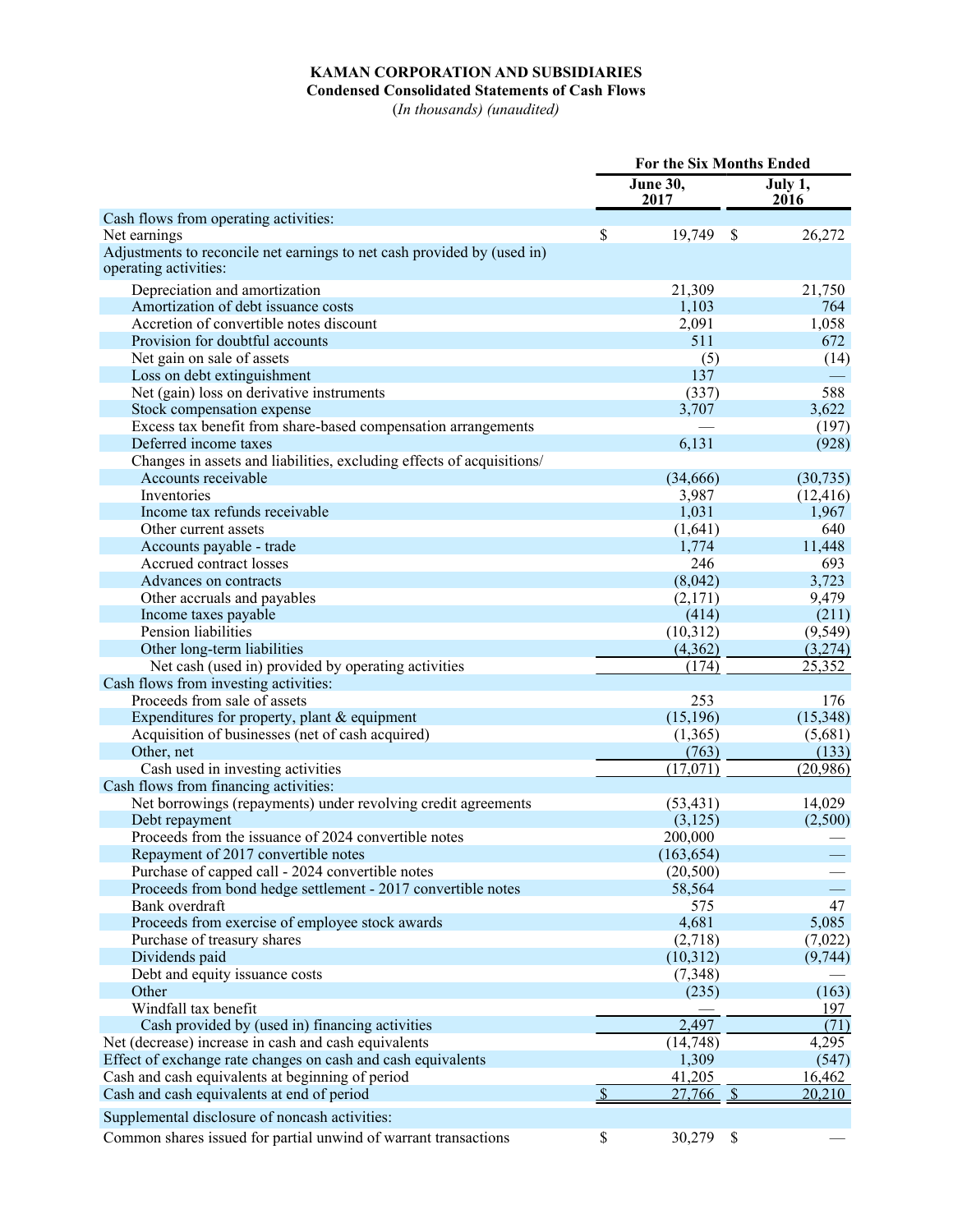**KAMAN CORPORATION AND SUBSIDIARIES**
**Condensed Consolidated Statements of Cash Flows**
(*In thousands) (unaudited)*

| | For the Six Months Ended | |
|---|---|---|
| | June 30, 2017 | July 1, 2016 |
| Cash flows from operating activities: | | |
| Net earnings | $ 19,749 | $ 26,272 |
| Adjustments to reconcile net earnings to net cash provided by (used in) operating activities: | | |
| Depreciation and amortization | 21,309 | 21,750 |
| Amortization of debt issuance costs | 1,103 | 764 |
| Accretion of convertible notes discount | 2,091 | 1,058 |
| Provision for doubtful accounts | 511 | 672 |
| Net gain on sale of assets | (5) | (14) |
| Loss on debt extinguishment | 137 | — |
| Net (gain) loss on derivative instruments | (337) | 588 |
| Stock compensation expense | 3,707 | 3,622 |
| Excess tax benefit from share-based compensation arrangements | — | (197) |
| Deferred income taxes | 6,131 | (928) |
| Changes in assets and liabilities, excluding effects of acquisitions/ | | |
| Accounts receivable | (34,666) | (30,735) |
| Inventories | 3,987 | (12,416) |
| Income tax refunds receivable | 1,031 | 1,967 |
| Other current assets | (1,641) | 640 |
| Accounts payable - trade | 1,774 | 11,448 |
| Accrued contract losses | 246 | 693 |
| Advances on contracts | (8,042) | 3,723 |
| Other accruals and payables | (2,171) | 9,479 |
| Income taxes payable | (414) | (211) |
| Pension liabilities | (10,312) | (9,549) |
| Other long-term liabilities | (4,362) | (3,274) |
| Net cash (used in) provided by operating activities | (174) | 25,352 |
| Cash flows from investing activities: | | |
| Proceeds from sale of assets | 253 | 176 |
| Expenditures for property, plant & equipment | (15,196) | (15,348) |
| Acquisition of businesses (net of cash acquired) | (1,365) | (5,681) |
| Other, net | (763) | (133) |
| Cash used in investing activities | (17,071) | (20,986) |
| Cash flows from financing activities: | | |
| Net borrowings (repayments) under revolving credit agreements | (53,431) | 14,029 |
| Debt repayment | (3,125) | (2,500) |
| Proceeds from the issuance of 2024 convertible notes | 200,000 | — |
| Repayment of 2017 convertible notes | (163,654) | — |
| Purchase of capped call - 2024 convertible notes | (20,500) | — |
| Proceeds from bond hedge settlement - 2017 convertible notes | 58,564 | — |
| Bank overdraft | 575 | 47 |
| Proceeds from exercise of employee stock awards | 4,681 | 5,085 |
| Purchase of treasury shares | (2,718) | (7,022) |
| Dividends paid | (10,312) | (9,744) |
| Debt and equity issuance costs | (7,348) | — |
| Other | (235) | (163) |
| Windfall tax benefit | — | 197 |
| Cash provided by (used in) financing activities | 2,497 | (71) |
| Net (decrease) increase in cash and cash equivalents | (14,748) | 4,295 |
| Effect of exchange rate changes on cash and cash equivalents | 1,309 | (547) |
| Cash and cash equivalents at beginning of period | 41,205 | 16,462 |
| Cash and cash equivalents at end of period | $ 27,766 | $ 20,210 |
| Supplemental disclosure of noncash activities: | | |
| Common shares issued for partial unwind of warrant transactions | $ 30,279 | $ — |